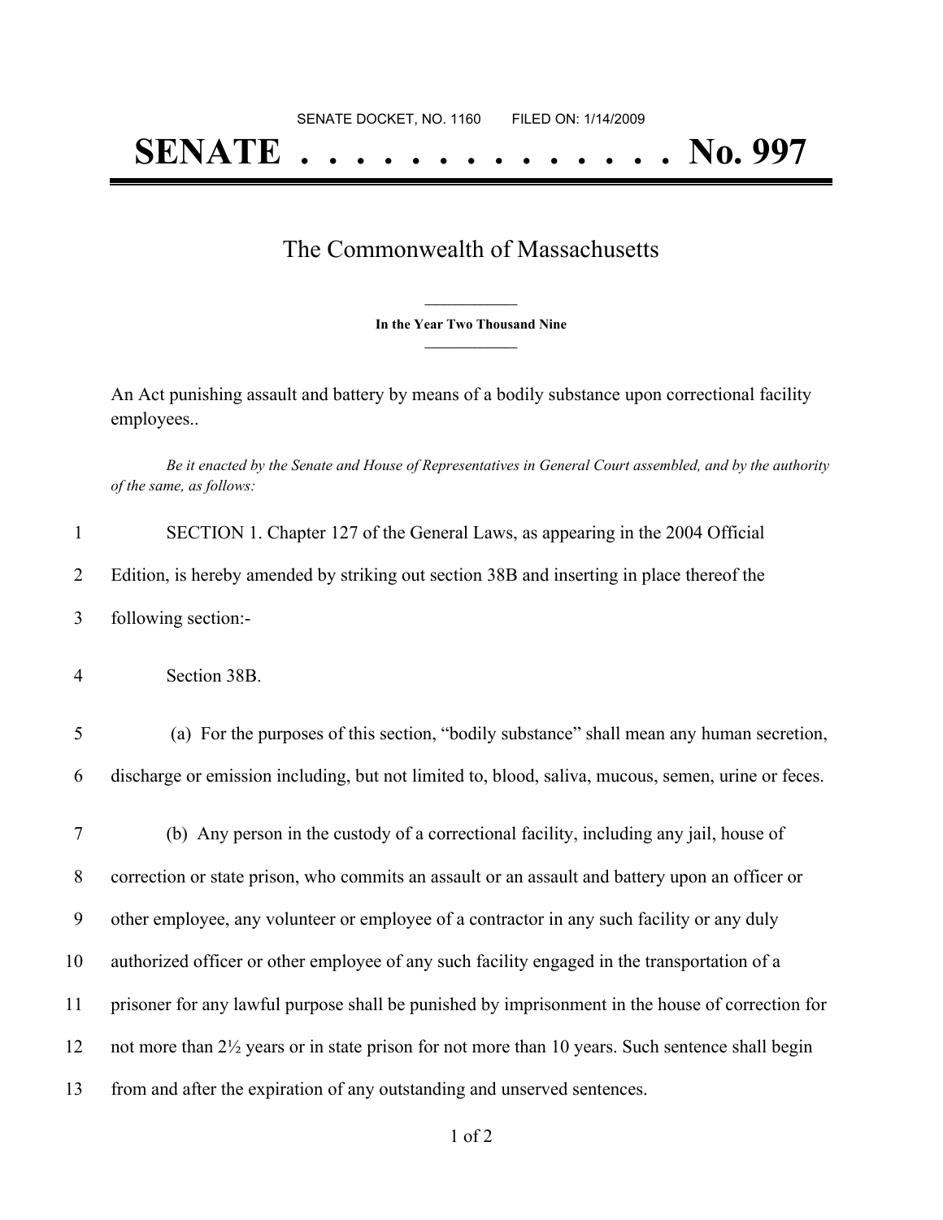SENATE DOCKET, NO. 1160        FILED ON: 1/14/2009

# SENATE . . . . . . . . . . . . . . No. 997

## The Commonwealth of Massachusetts

**In the Year Two Thousand Nine**

An Act punishing assault and battery by means of a bodily substance upon correctional facility employees..

*Be it enacted by the Senate and House of Representatives in General Court assembled, and by the authority of the same, as follows:*

1 SECTION 1. Chapter 127 of the General Laws, as appearing in the 2004 Official
2 Edition, is hereby amended by striking out section 38B and inserting in place thereof the
3 following section:-

4 Section 38B.

5 (a) For the purposes of this section, "bodily substance" shall mean any human secretion,
6 discharge or emission including, but not limited to, blood, saliva, mucous, semen, urine or feces.

7 (b) Any person in the custody of a correctional facility, including any jail, house of
8 correction or state prison, who commits an assault or an assault and battery upon an officer or
9 other employee, any volunteer or employee of a contractor in any such facility or any duly
10 authorized officer or other employee of any such facility engaged in the transportation of a
11 prisoner for any lawful purpose shall be punished by imprisonment in the house of correction for
12 not more than 2½ years or in state prison for not more than 10 years. Such sentence shall begin
13 from and after the expiration of any outstanding and unserved sentences.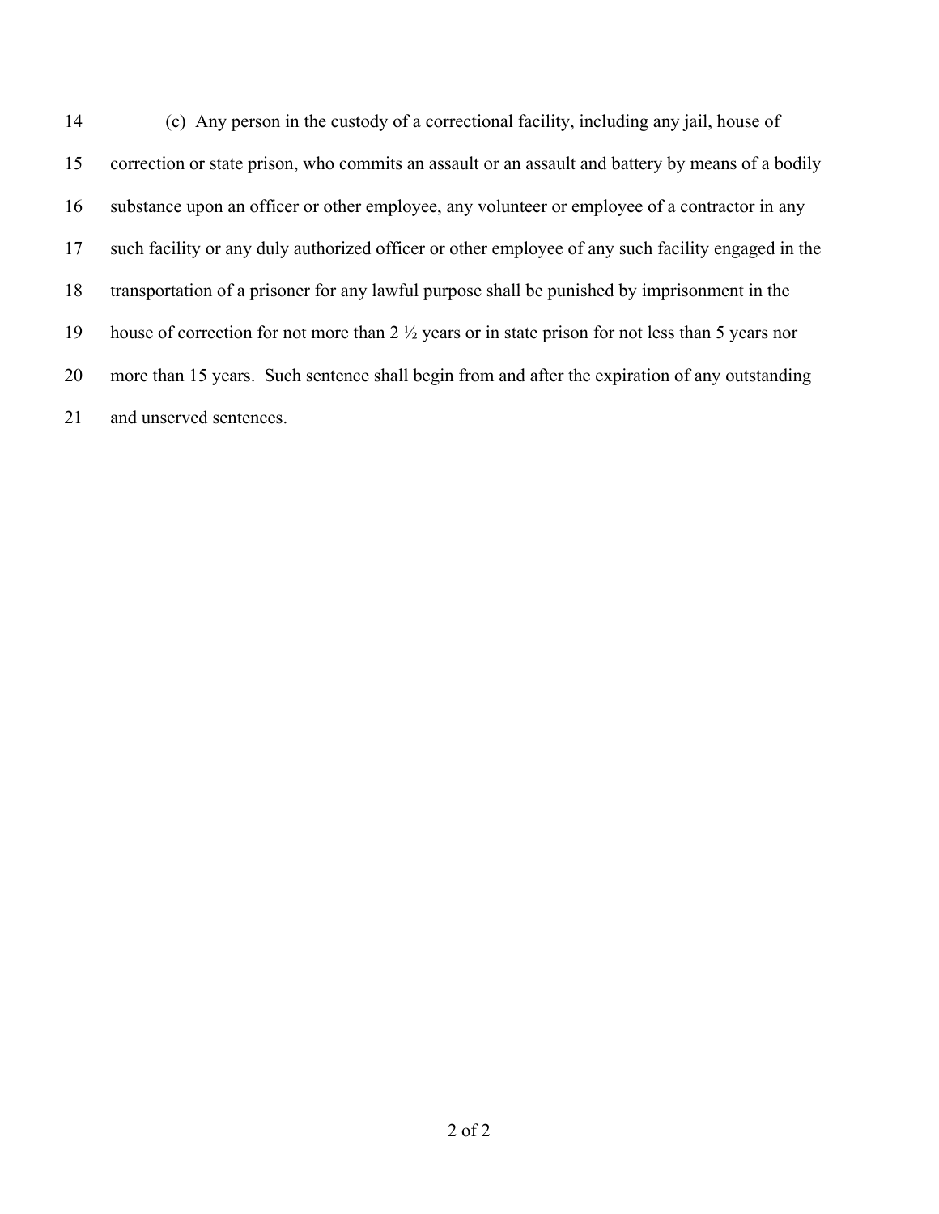(c) Any person in the custody of a correctional facility, including any jail, house of correction or state prison, who commits an assault or an assault and battery by means of a bodily substance upon an officer or other employee, any volunteer or employee of a contractor in any such facility or any duly authorized officer or other employee of any such facility engaged in the transportation of a prisoner for any lawful purpose shall be punished by imprisonment in the house of correction for not more than 2 ½ years or in state prison for not less than 5 years nor more than 15 years. Such sentence shall begin from and after the expiration of any outstanding and unserved sentences.